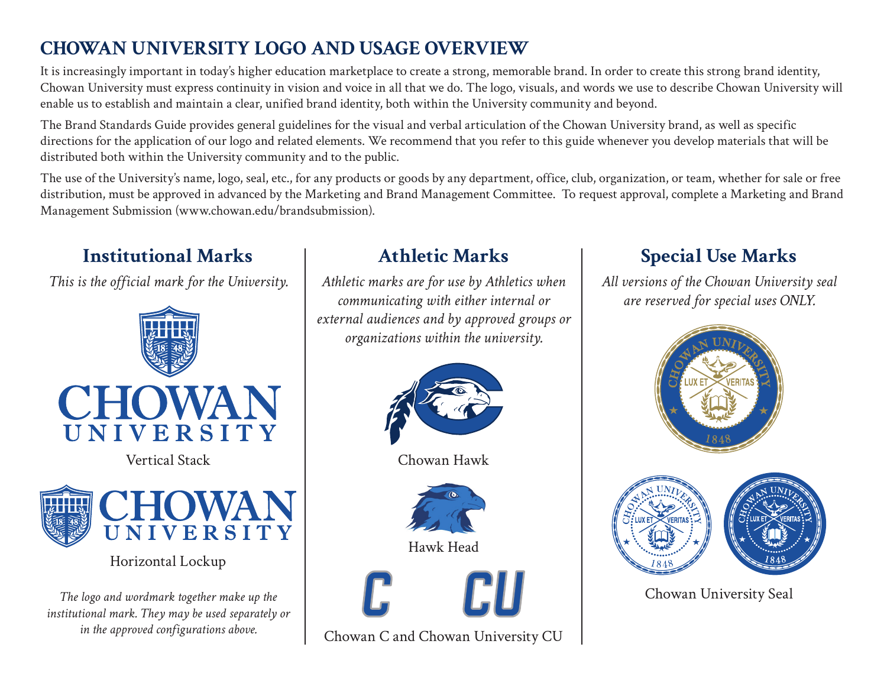# CHOWAN UNIVERSITY LOGO AND USAGE OVERVIEW

It is increasingly important in today's higher education marketplace to create a strong, memorable brand. In order to create this strong brand identity, Chowan University must express continuity in vision and voice in all that we do. The logo, visuals, and words we use to describe Chowan University will enable us to establish and maintain a clear, unified brand identity, both within the University community and beyond.

The Brand Standards Guide provides general guidelines for the visual and verbal articulation of the Chowan University brand, as well as specific directions for the application of our logo and related elements. We recommend that you refer to this guide whenever you develop materials that will be distributed both within the University community and to the public.

The use of the University's name, logo, seal, etc., for any products or goods by any department, office, club, organization, or team, whether for sale or free distribution, must be approved in advanced by the Marketing and Brand Management Committee. To request approval, complete a Marketing and Brand Management Submission (www.chowan.edu/brandsubmission).

## Institutional Marks

*This is the official mark for the University.*

Vertical Stack

Horizontal Lockup

*The logo and wordmark together make up the institutional mark. They may be used separately or in the approved configurations above.*

## Athletic Marks

*Athletic marks are for use by Athletics when communicating with either internal or external audiences and by approved groups or organizations within the university.*

Chowan Hawk

Hawk Head

Chowan C and Chowan University CU

## Special Use Marks

*All versions of the Chowan University seal are reserved for special uses ONLY.*

Chowan University Seal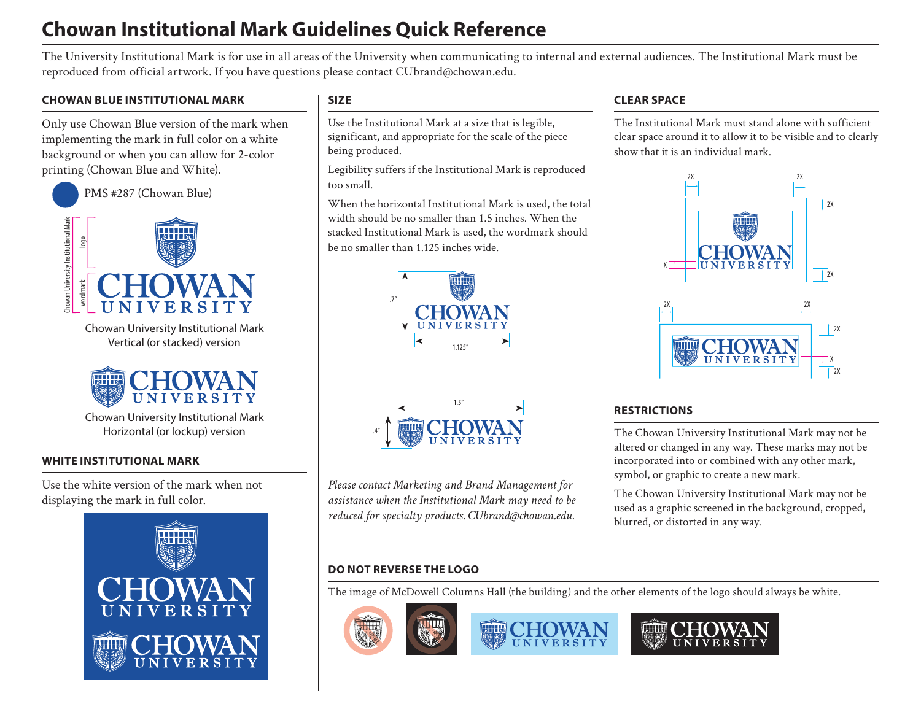# Chowan Institutional Mark Guidelines Quick Reference

The University Institutional Mark is for use in all areas of the University when communicating to internal and external audiences. The Institutional Mark must be reproduced from official artwork. If you have questions please contact CUbrand@chowan.edu.

## CHOWAN BLUE INSTITUTIONAL MARK

Only use Chowan Blue version of the mark when implementing the mark in full color on a white background or when you can allow for 2-color printing (Chowan Blue and White).

PMS #287 (Chowan Blue)

Chowan University Institutional Mark
logo
wordmark

Chowan University Institutional Mark
Vertical (or stacked) version

Chowan University Institutional Mark
Horizontal (or lockup) version

## WHITE INSTITUTIONAL MARK

Use the white version of the mark when not displaying the mark in full color.

## SIZE

Use the Institutional Mark at a size that is legible, significant, and appropriate for the scale of the piece being produced.

Legibility suffers if the Institutional Mark is reproduced too small.

When the horizontal Institutional Mark is used, the total width should be no smaller than 1.5 inches. When the stacked Institutional Mark is used, the wordmark should be no smaller than 1.125 inches wide.

.7"
1.125"

1.5"
.4"

*Please contact Marketing and Brand Management for assistance when the Institutional Mark may need to be reduced for specialty products. CUbrand@chowan.edu.*

## CLEAR SPACE

The Institutional Mark must stand alone with sufficient clear space around it to allow it to be visible and to clearly show that it is an individual mark.

2X 2X 2X X 2X

2X 2X 2X X 2X

## RESTRICTIONS

The Chowan University Institutional Mark may not be altered or changed in any way. These marks may not be incorporated into or combined with any other mark, symbol, or graphic to create a new mark.

The Chowan University Institutional Mark may not be used as a graphic screened in the background, cropped, blurred, or distorted in any way.

## DO NOT REVERSE THE LOGO

The image of McDowell Columns Hall (the building) and the other elements of the logo should always be white.